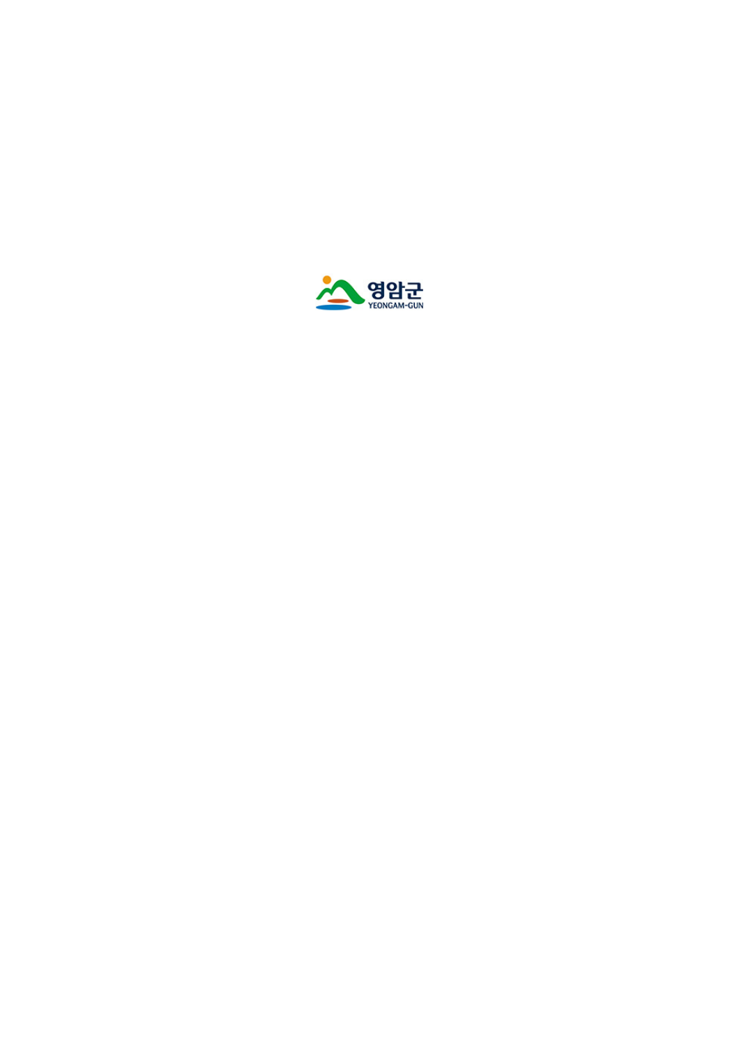영암군

YEONGAM-GUN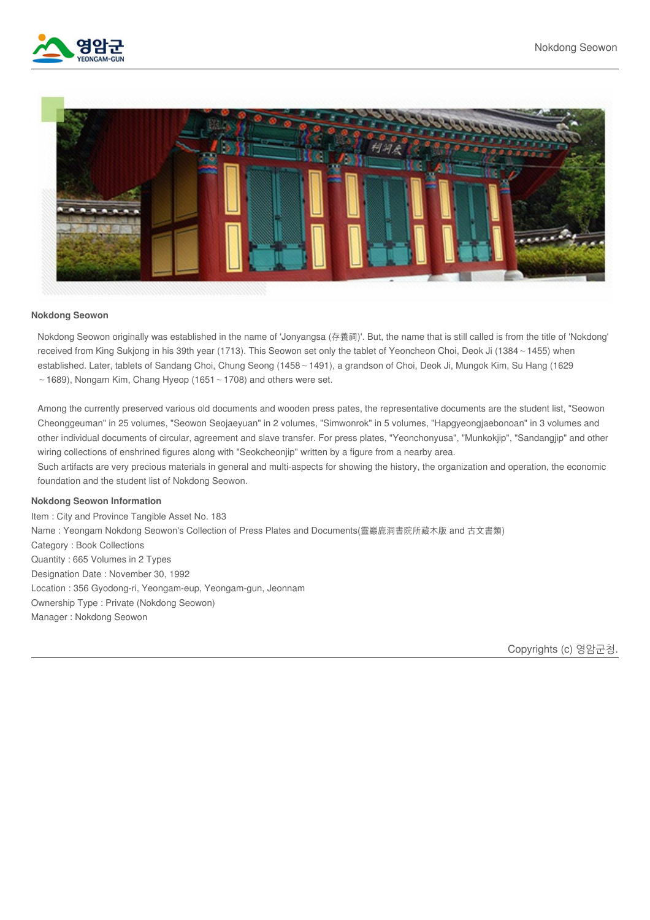### Nokdong Seowon

Nokdong Seowon originally was established in the name of 'Jonyangsa (存養祠)'. But, the name that is still called is from the title of 'Nokdong' received from King Sukjong in his 39th year (1713). This Seowon set only the tablet of Yeoncheon Choi, Deok Ji (1384~1455) when established. Later, tablets of Sandang Choi, Chung Seong (1458~1491), a grandson of Choi, Deok Ji, Mungok Kim, Su Hang (1629~1689), Nongam Kim, Chang Hyeop (1651~1708) and others were set.

Among the currently preserved various old documents and wooden press pates, the representative documents are the student list, "Seowon Cheonggeuman" in 25 volumes, "Seowon Seojaeyuan" in 2 volumes, "Simwonrok" in 5 volumes, "Hapgyeongjaebonoan" in 3 volumes and other individual documents of circular, agreement and slave transfer. For press plates, "Yeonchonyusa", "Munkokjip", "Sandangjip" and other wiring collections of enshrined figures along with "Seokcheonjip" written by a figure from a nearby area.
Such artifacts are very precious materials in general and multi-aspects for showing the history, the organization and operation, the economic foundation and the student list of Nokdong Seowon.

### Nokdong Seowon Information

Item : City and Province Tangible Asset No. 183
Name : Yeongam Nokdong Seowon's Collection of Press Plates and Documents(靈巖鹿洞書院所藏木版 and 古文書類)
Category : Book Collections
Quantity : 665 Volumes in 2 Types
Designation Date : November 30, 1992
Location : 356 Gyodong-ri, Yeongam-eup, Yeongam-gun, Jeonnam
Ownership Type : Private (Nokdong Seowon)
Manager : Nokdong Seowon

Copyrights (c) 영암군청.